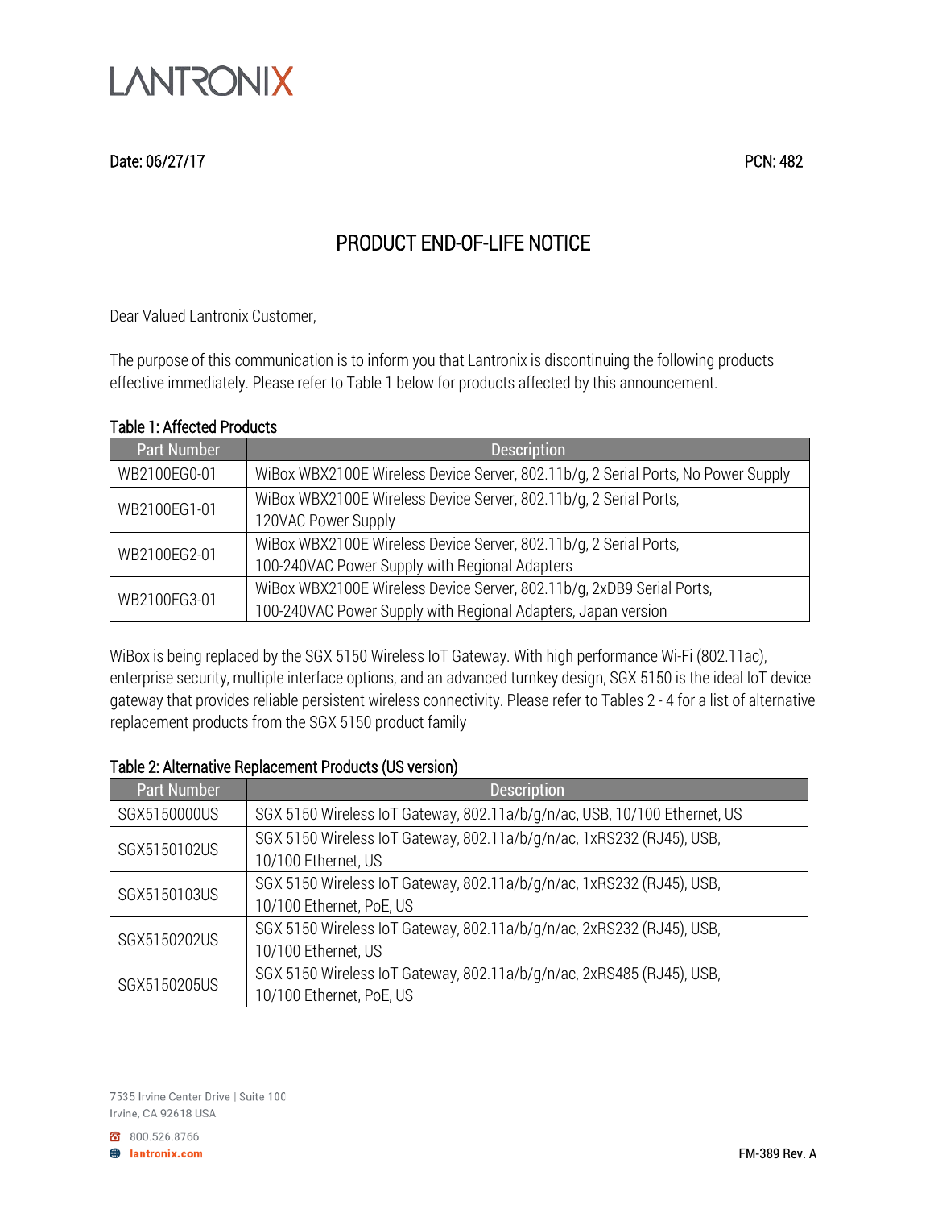LANTRONIX

Date: 06/27/17 PCN: 482

# PRODUCT END-OF-LIFE NOTICE

Dear Valued Lantronix Customer,

The purpose of this communication is to inform you that Lantronix is discontinuing the following products effective immediately. Please refer to Table 1 below for products affected by this announcement.

**Table 1: Affected Products**

| Part Number | Description |
|---|---|
| WB2100EG0-01 | WiBox WBX2100E Wireless Device Server, 802.11b/g, 2 Serial Ports, No Power Supply |
| WB2100EG1-01 | WiBox WBX2100E Wireless Device Server, 802.11b/g, 2 Serial Ports, 120VAC Power Supply |
| WB2100EG2-01 | WiBox WBX2100E Wireless Device Server, 802.11b/g, 2 Serial Ports, 100-240VAC Power Supply with Regional Adapters |
| WB2100EG3-01 | WiBox WBX2100E Wireless Device Server, 802.11b/g, 2xDB9 Serial Ports, 100-240VAC Power Supply with Regional Adapters, Japan version |

WiBox is being replaced by the SGX 5150 Wireless IoT Gateway. With high performance Wi-Fi (802.11ac), enterprise security, multiple interface options, and an advanced turnkey design, SGX 5150 is the ideal IoT device gateway that provides reliable persistent wireless connectivity. Please refer to Tables 2 - 4 for a list of alternative replacement products from the SGX 5150 product family

**Table 2: Alternative Replacement Products (US version)**

| Part Number | Description |
|---|---|
| SGX5150000US | SGX 5150 Wireless IoT Gateway, 802.11a/b/g/n/ac, USB, 10/100 Ethernet, US |
| SGX5150102US | SGX 5150 Wireless IoT Gateway, 802.11a/b/g/n/ac, 1xRS232 (RJ45), USB, 10/100 Ethernet, US |
| SGX5150103US | SGX 5150 Wireless IoT Gateway, 802.11a/b/g/n/ac, 1xRS232 (RJ45), USB, 10/100 Ethernet, PoE, US |
| SGX5150202US | SGX 5150 Wireless IoT Gateway, 802.11a/b/g/n/ac, 2xRS232 (RJ45), USB, 10/100 Ethernet, US |
| SGX5150205US | SGX 5150 Wireless IoT Gateway, 802.11a/b/g/n/ac, 2xRS485 (RJ45), USB, 10/100 Ethernet, PoE, US |

7535 Irvine Center Drive | Suite 100
Irvine, CA 92618 USA

800.526.8766
lantronix.com

FM-389 Rev. A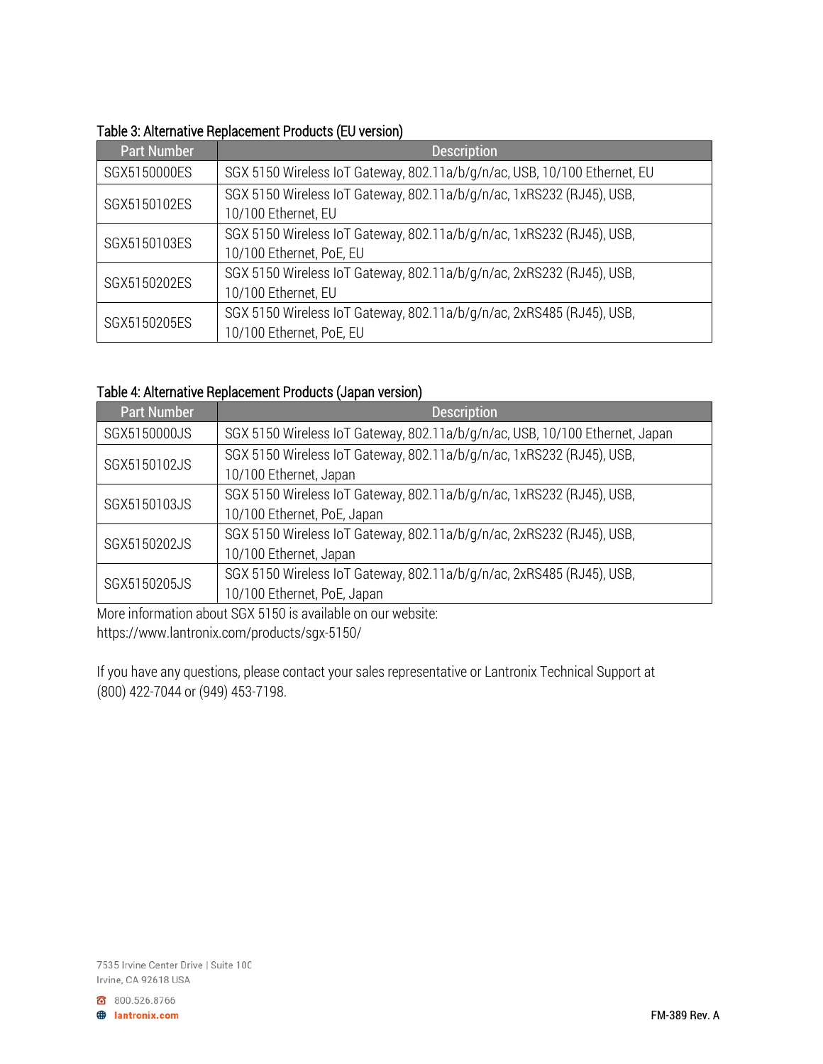Table 3: Alternative Replacement Products (EU version)

| Part Number | Description |
| --- | --- |
| SGX5150000ES | SGX 5150 Wireless IoT Gateway, 802.11a/b/g/n/ac, USB, 10/100 Ethernet, EU |
| SGX5150102ES | SGX 5150 Wireless IoT Gateway, 802.11a/b/g/n/ac, 1xRS232 (RJ45), USB, 10/100 Ethernet, EU |
| SGX5150103ES | SGX 5150 Wireless IoT Gateway, 802.11a/b/g/n/ac, 1xRS232 (RJ45), USB, 10/100 Ethernet, PoE, EU |
| SGX5150202ES | SGX 5150 Wireless IoT Gateway, 802.11a/b/g/n/ac, 2xRS232 (RJ45), USB, 10/100 Ethernet, EU |
| SGX5150205ES | SGX 5150 Wireless IoT Gateway, 802.11a/b/g/n/ac, 2xRS485 (RJ45), USB, 10/100 Ethernet, PoE, EU |

Table 4: Alternative Replacement Products (Japan version)

| Part Number | Description |
| --- | --- |
| SGX5150000JS | SGX 5150 Wireless IoT Gateway, 802.11a/b/g/n/ac, USB, 10/100 Ethernet, Japan |
| SGX5150102JS | SGX 5150 Wireless IoT Gateway, 802.11a/b/g/n/ac, 1xRS232 (RJ45), USB, 10/100 Ethernet, Japan |
| SGX5150103JS | SGX 5150 Wireless IoT Gateway, 802.11a/b/g/n/ac, 1xRS232 (RJ45), USB, 10/100 Ethernet, PoE, Japan |
| SGX5150202JS | SGX 5150 Wireless IoT Gateway, 802.11a/b/g/n/ac, 2xRS232 (RJ45), USB, 10/100 Ethernet, Japan |
| SGX5150205JS | SGX 5150 Wireless IoT Gateway, 802.11a/b/g/n/ac, 2xRS485 (RJ45), USB, 10/100 Ethernet, PoE, Japan |

More information about SGX 5150 is available on our website:
https://www.lantronix.com/products/sgx-5150/

If you have any questions, please contact your sales representative or Lantronix Technical Support at (800) 422-7044 or (949) 453-7198.

7535 Irvine Center Drive | Suite 100
Irvine, CA 92618 USA

800.526.8766
lantronix.com

FM-389 Rev. A